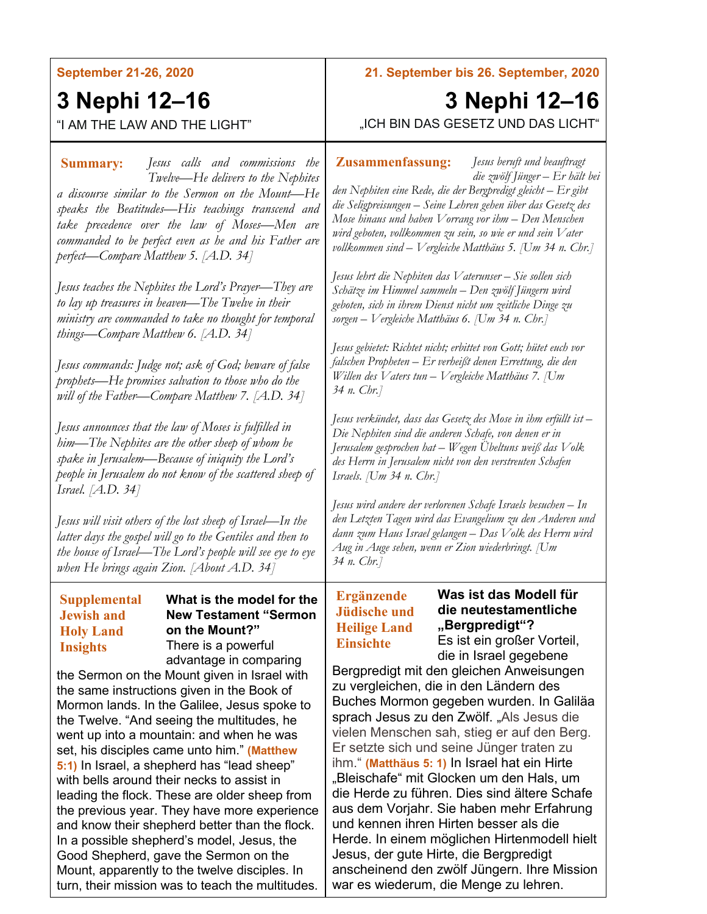**September 21-26, 2020**

# 3 Nephi 12–16

"I AM THE LAW AND THE LIGHT"

**Summary:** *Jesus calls and commissions the Twelve—He delivers to the Nephites a discourse similar to the Sermon on the Mount—He speaks the Beatitudes—His teachings transcend and take precedence over the law of Moses—Men are commanded to be perfect even as he and his Father are perfect—Compare Matthew 5. [A.D. 34]*

*Jesus teaches the Nephites the Lord's Prayer—They are to lay up treasures in heaven—The Twelve in their ministry are commanded to take no thought for temporal things—Compare Matthew 6. [A.D. 34]*

*Jesus commands: Judge not; ask of God; beware of false prophets—He promises salvation to those who do the will of the Father—Compare Matthew 7. [A.D. 34]*

*Jesus announces that the law of Moses is fulfilled in him—The Nephites are the other sheep of whom he spake in Jerusalem—Because of iniquity the Lord's people in Jerusalem do not know of the scattered sheep of Israel. [A.D. 34]*

*Jesus will visit others of the lost sheep of Israel—In the latter days the gospel will go to the Gentiles and then to the house of Israel—The Lord's people will see eye to eye when He brings again Zion. [About A.D. 34]*

**Supplemental Jewish and Holy Land Insights**

**What is the model for the New Testament "Sermon on the Mount?"** There is a powerful advantage in comparing the Sermon on the Mount given in Israel with the same instructions given in the Book of Mormon lands. In the Galilee, Jesus spoke to the Twelve. "And seeing the multitudes, he went up into a mountain: and when he was set, his disciples came unto him." **(Matthew 5:1)** In Israel, a shepherd has "lead sheep" with bells around their necks to assist in leading the flock. These are older sheep from the previous year. They have more experience and know their shepherd better than the flock. In a possible shepherd's model, Jesus, the Good Shepherd, gave the Sermon on the Mount, apparently to the twelve disciples. In turn, their mission was to teach the multitudes.

---

**21. September bis 26. September, 2020**

# 3 Nephi 12–16

„ICH BIN DAS GESETZ UND DAS LICHT"

**Zusammenfassung:** *Jesus beruft und beauftragt die zwölf Jünger – Er hält bei den Nephiten eine Rede, die der Bergpredigt gleicht – Er gibt die Seligpreisungen – Seine Lehren gehen über das Gesetz des Mose hinaus und haben Vorrang vor ihm – Den Menschen wird geboten, vollkommen zu sein, so wie er und sein Vater vollkommen sind – Vergleiche Matthäus 5. [Um 34 n. Chr.]*

*Jesus lehrt die Nephiten das Vaterunser – Sie sollen sich Schätze im Himmel sammeln – Den zwölf Jüngern wird geboten, sich in ihrem Dienst nicht um zeitliche Dinge zu sorgen – Vergleiche Matthäus 6. [Um 34 n. Chr.]*

*Jesus gebietet: Richtet nicht; erbittet von Gott; hütet euch vor falschen Propheten – Er verheißt denen Errettung, die den Willen des Vaters tun – Vergleiche Matthäus 7. [Um 34 n. Chr.]*

*Jesus verkündet, dass das Gesetz des Mose in ihm erfüllt ist – Die Nephiten sind die anderen Schafe, von denen er in Jerusalem gesprochen hat – Wegen Übeltuns weiß das Volk des Herrn in Jerusalem nicht von den verstreuten Schafen Israels. [Um 34 n. Chr.]*

*Jesus wird andere der verlorenen Schafe Israels besuchen – In den Letzten Tagen wird das Evangelium zu den Anderen und dann zum Haus Israel gelangen – Das Volk des Herrn wird Aug in Auge sehen, wenn er Zion wiederbringt. [Um 34 n. Chr.]*

**Ergänzende Jüdische und Heilige Land Einsichte**

**Was ist das Modell für die neutestamentliche „Bergpredigt"?** Es ist ein großer Vorteil, die in Israel gegebene Bergpredigt mit den gleichen Anweisungen zu vergleichen, die in den Ländern des Buches Mormon gegeben wurden. In Galiläa sprach Jesus zu den Zwölf. „Als Jesus die vielen Menschen sah, stieg er auf den Berg. Er setzte sich und seine Jünger traten zu ihm." **(Matthäus 5: 1)** In Israel hat ein Hirte „Bleischafe" mit Glocken um den Hals, um die Herde zu führen. Dies sind ältere Schafe aus dem Vorjahr. Sie haben mehr Erfahrung und kennen ihren Hirten besser als die Herde. In einem möglichen Hirtenmodell hielt Jesus, der gute Hirte, die Bergpredigt anscheinend den zwölf Jüngern. Ihre Mission war es wiederum, die Menge zu lehren.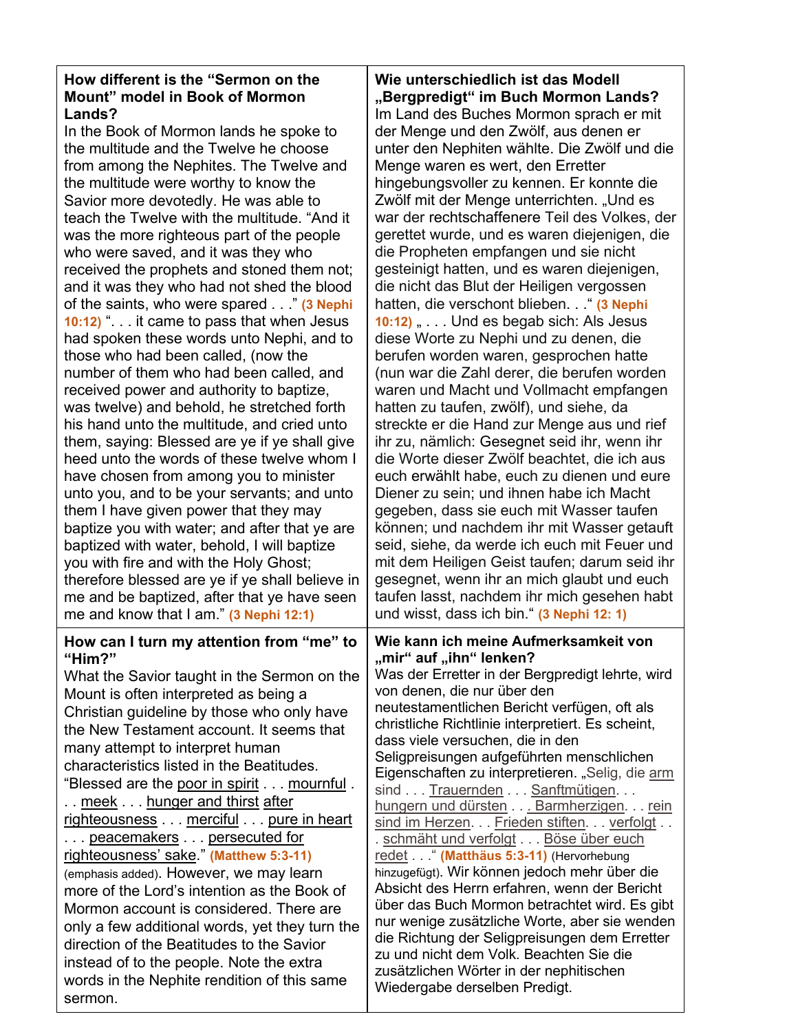| **How different is the "Sermon on the Mount" model in Book of Mormon Lands?** In the Book of Mormon lands he spoke to the multitude and the Twelve he choose from among the Nephites. The Twelve and the multitude were worthy to know the Savior more devotedly. He was able to teach the Twelve with the multitude. "And it was the more righteous part of the people who were saved, and it was they who received the prophets and stoned them not; and it was they who had not shed the blood of the saints, who were spared . . ." **(3 Nephi 10:12)** ". . . it came to pass that when Jesus had spoken these words unto Nephi, and to those who had been called, (now the number of them who had been called, and received power and authority to baptize, was twelve) and behold, he stretched forth his hand unto the multitude, and cried unto them, saying: Blessed are ye if ye shall give heed unto the words of these twelve whom I have chosen from among you to minister unto you, and to be your servants; and unto them I have given power that they may baptize you with water; and after that ye are baptized with water, behold, I will baptize you with fire and with the Holy Ghost; therefore blessed are ye if ye shall believe in me and be baptized, after that ye have seen me and know that I am." **(3 Nephi 12:1)** | **Wie unterschiedlich ist das Modell „Bergpredigt" im Buch Mormon Lands?** Im Land des Buches Mormon sprach er mit der Menge und den Zwölf, aus denen er unter den Nephiten wählte. Die Zwölf und die Menge waren es wert, den Erretter hingebungsvoller zu kennen. Er konnte die Zwölf mit der Menge unterrichten. „Und es war der rechtschaffenere Teil des Volkes, der gerettet wurde, und es waren diejenigen, die die Propheten empfangen und sie nicht gesteinigt hatten, und es waren diejenigen, die nicht das Blut der Heiligen vergossen hatten, die verschont blieben. . ." **(3 Nephi 10:12)** „ . . . Und es begab sich: Als Jesus diese Worte zu Nephi und zu denen, die berufen worden waren, gesprochen hatte (nun war die Zahl derer, die berufen worden waren und Macht und Vollmacht empfangen hatten zu taufen, zwölf), und siehe, da streckte er die Hand zur Menge aus und rief ihr zu, nämlich: Gesegnet seid ihr, wenn ihr die Worte dieser Zwölf beachtet, die ich aus euch erwählt habe, euch zu dienen und eure Diener zu sein; und ihnen habe ich Macht gegeben, dass sie euch mit Wasser taufen können; und nachdem ihr mit Wasser getauft seid, siehe, da werde ich euch mit Feuer und mit dem Heiligen Geist taufen; darum seid ihr gesegnet, wenn ihr an mich glaubt und euch taufen lasst, nachdem ihr mich gesehen habt und wisst, dass ich bin." **(3 Nephi 12: 1)** |
|---|---|
| **How can I turn my attention from "me" to "Him?"** What the Savior taught in the Sermon on the Mount is often interpreted as being a Christian guideline by those who only have the New Testament account. It seems that many attempt to interpret human characteristics listed in the Beatitudes. "Blessed are the <u>poor in spirit</u> . . . <u>mournful</u> . . . <u>meek</u> . . . <u>hunger and thirst after righteousness</u> . . . <u>merciful</u> . . . <u>pure in heart</u> . . . <u>peacemakers</u> . . . <u>persecuted for righteousness' sake</u>." **(Matthew 5:3-11)** (emphasis added). However, we may learn more of the Lord's intention as the Book of Mormon account is considered. There are only a few additional words, yet they turn the direction of the Beatitudes to the Savior instead of to the people. Note the extra words in the Nephite rendition of this same sermon. | **Wie kann ich meine Aufmerksamkeit von „mir" auf „ihn" lenken?** Was der Erretter in der Bergpredigt lehrte, wird von denen, die nur über den neutestamentlichen Bericht verfügen, oft als christliche Richtlinie interpretiert. Es scheint, dass viele versuchen, die in den Seligpreisungen aufgeführten menschlichen Eigenschaften zu interpretieren. „Selig, die <u>arm</u> sind . . . <u>Trauernden</u> . . . <u>Sanftmütigen</u>. . . <u>hungern und dürsten</u> . . . <u>Barmherzigen</u>. . . <u>rein sind im Herzen</u>. . . <u>Frieden stiften</u>. . . <u>verfolgt</u> . . . <u>schmäht und verfolgt</u> . . . <u>Böse über euch redet</u> . . ." **(Matthäus 5:3-11)** (Hervorhebung hinzugefügt). Wir können jedoch mehr über die Absicht des Herrn erfahren, wenn der Bericht über das Buch Mormon betrachtet wird. Es gibt nur wenige zusätzliche Worte, aber sie wenden die Richtung der Seligpreisungen dem Erretter zu und nicht dem Volk. Beachten Sie die zusätzlichen Wörter in der nephitischen Wiedergabe derselben Predigt. |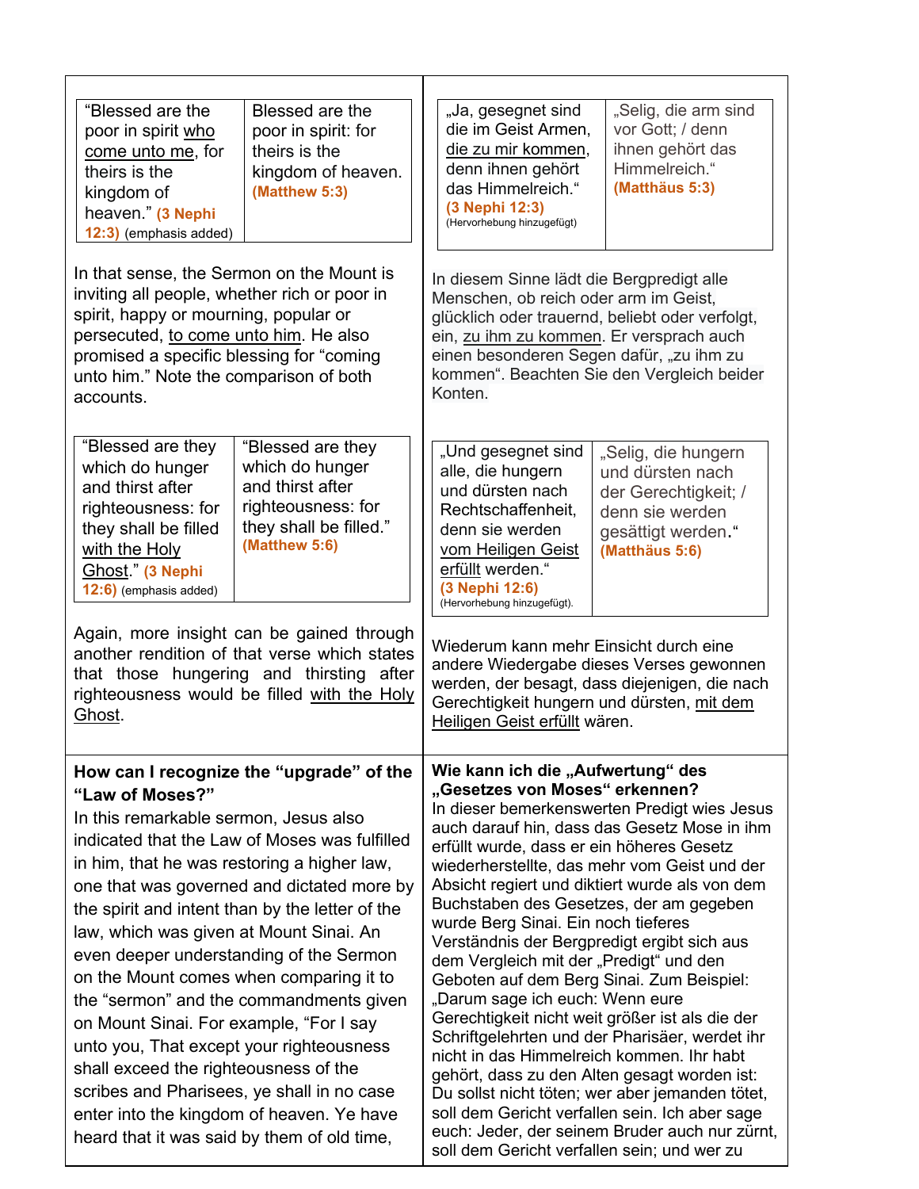| "Blessed are the poor in spirit <u>who come unto me</u>, for theirs is the kingdom of heaven." **(3 Nephi 12:3)** (emphasis added) | Blessed are the poor in spirit: for theirs is the kingdom of heaven. **(Matthew 5:3)** |
|---|---|

In that sense, the Sermon on the Mount is inviting all people, whether rich or poor in spirit, happy or mourning, popular or persecuted, <u>to come unto him</u>. He also promised a specific blessing for "coming unto him." Note the comparison of both accounts.

| "Blessed are they which do hunger and thirst after righteousness: for they shall be filled <u>with the Holy Ghost</u>." **(3 Nephi 12:6)** (emphasis added) | "Blessed are they which do hunger and thirst after righteousness: for they shall be filled." **(Matthew 5:6)** |
|---|---|

Again, more insight can be gained through another rendition of that verse which states that those hungering and thirsting after righteousness would be filled <u>with the Holy Ghost</u>.

| „Ja, gesegnet sind die im Geist Armen, <u>die zu mir kommen</u>, denn ihnen gehört das Himmelreich." **(3 Nephi 12:3)** (Hervorhebung hinzugefügt) | „Selig, die arm sind vor Gott; / denn ihnen gehört das Himmelreich." **(Matthäus 5:3)** |
|---|---|

In diesem Sinne lädt die Bergpredigt alle Menschen, ob reich oder arm im Geist, glücklich oder trauernd, beliebt oder verfolgt, ein, <u>zu ihm zu kommen</u>. Er versprach auch einen besonderen Segen dafür, „zu ihm zu kommen". Beachten Sie den Vergleich beider Konten.

| „Und gesegnet sind alle, die hungern und dürsten nach Rechtschaffenheit, denn sie werden <u>vom Heiligen Geist erfüllt</u> werden." **(3 Nephi 12:6)** (Hervorhebung hinzugefügt). | „Selig, die hungern und dürsten nach der Gerechtigkeit; / denn sie werden gesättigt werden." **(Matthäus 5:6)** |
|---|---|

Wiederum kann mehr Einsicht durch eine andere Wiedergabe dieses Verses gewonnen werden, der besagt, dass diejenigen, die nach Gerechtigkeit hungern und dürsten, <u>mit dem Heiligen Geist erfüllt</u> wären.

**How can I recognize the "upgrade" of the "Law of Moses?"**

In this remarkable sermon, Jesus also indicated that the Law of Moses was fulfilled in him, that he was restoring a higher law, one that was governed and dictated more by the spirit and intent than by the letter of the law, which was given at Mount Sinai. An even deeper understanding of the Sermon on the Mount comes when comparing it to the "sermon" and the commandments given on Mount Sinai. For example, "For I say unto you, That except your righteousness shall exceed the righteousness of the scribes and Pharisees, ye shall in no case enter into the kingdom of heaven. Ye have heard that it was said by them of old time,

**Wie kann ich die „Aufwertung" des „Gesetzes von Moses" erkennen?**

In dieser bemerkenswerten Predigt wies Jesus auch darauf hin, dass das Gesetz Mose in ihm erfüllt wurde, dass er ein höheres Gesetz wiederherstellte, das mehr vom Geist und der Absicht regiert und diktiert wurde als von dem Buchstaben des Gesetzes, der am gegeben wurde Berg Sinai. Ein noch tieferes Verständnis der Bergpredigt ergibt sich aus dem Vergleich mit der „Predigt" und den Geboten auf dem Berg Sinai. Zum Beispiel: „Darum sage ich euch: Wenn eure Gerechtigkeit nicht weit größer ist als die der Schriftgelehrten und der Pharisäer, werdet ihr nicht in das Himmelreich kommen. Ihr habt gehört, dass zu den Alten gesagt worden ist: Du sollst nicht töten; wer aber jemanden tötet, soll dem Gericht verfallen sein. Ich aber sage euch: Jeder, der seinem Bruder auch nur zürnt, soll dem Gericht verfallen sein; und wer zu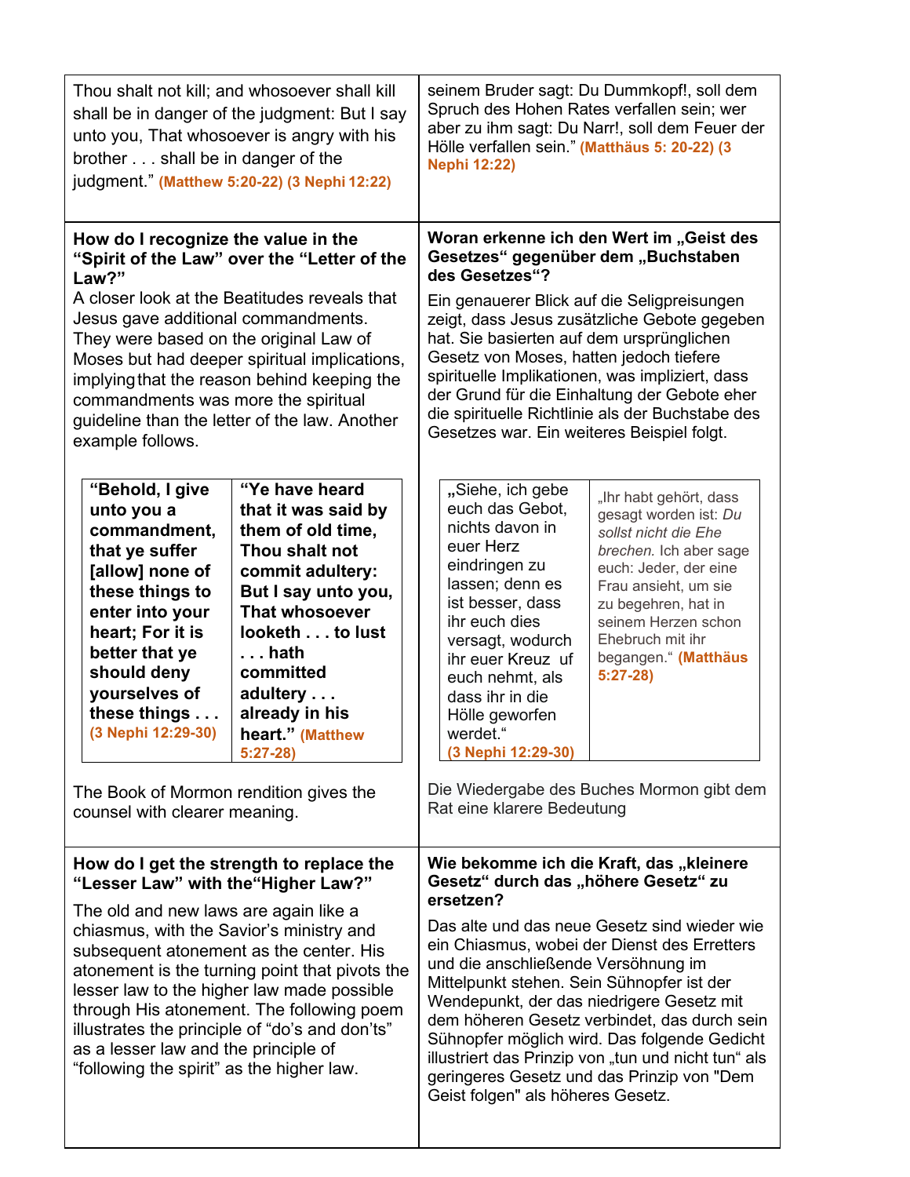Thou shalt not kill; and whosoever shall kill shall be in danger of the judgment: But I say unto you, That whosoever is angry with his brother . . . shall be in danger of the judgment." **(Matthew 5:20-22) (3 Nephi 12:22)**

seinem Bruder sagt: Du Dummkopf!, soll dem Spruch des Hohen Rates verfallen sein; wer aber zu ihm sagt: Du Narr!, soll dem Feuer der Hölle verfallen sein." **(Matthäus 5: 20-22) (3 Nephi 12:22)**

**How do I recognize the value in the "Spirit of the Law" over the "Letter of the Law?"**

A closer look at the Beatitudes reveals that Jesus gave additional commandments. They were based on the original Law of Moses but had deeper spiritual implications, implying that the reason behind keeping the commandments was more the spiritual guideline than the letter of the law. Another example follows.

| **"Behold, I give unto you a commandment, that ye suffer [allow] none of these things to enter into your heart; For it is better that ye should deny yourselves of these things . . .** **(3 Nephi 12:29-30)** | **"Ye have heard that it was said by them of old time, Thou shalt not commit adultery: But I say unto you, That whosoever looketh . . . to lust . . . hath committed adultery . . . already in his heart."** **(Matthew 5:27-28)** |
|---|---|

The Book of Mormon rendition gives the counsel with clearer meaning.

**Woran erkenne ich den Wert im „Geist des Gesetzes" gegenüber dem „Buchstaben des Gesetzes"?**

Ein genauerer Blick auf die Seligpreisungen zeigt, dass Jesus zusätzliche Gebote gegeben hat. Sie basierten auf dem ursprünglichen Gesetz von Moses, hatten jedoch tiefere spirituelle Implikationen, was impliziert, dass der Grund für die Einhaltung der Gebote eher die spirituelle Richtlinie als der Buchstabe des Gesetzes war. Ein weiteres Beispiel folgt.

| „Siehe, ich gebe euch das Gebot, nichts davon in euer Herz eindringen zu lassen; denn es ist besser, dass ihr euch dies versagt, wodurch ihr euer Kreuz uf euch nehmt, als dass ihr in die Hölle geworfen werdet." **(3 Nephi 12:29-30)** | „Ihr habt gehört, dass gesagt worden ist: *Du sollst nicht die Ehe brechen.* Ich aber sage euch: Jeder, der eine Frau ansieht, um sie zu begehren, hat in seinem Herzen schon Ehebruch mit ihr begangen." **(Matthäus 5:27-28)** |
|---|---|

Die Wiedergabe des Buches Mormon gibt dem Rat eine klarere Bedeutung

**How do I get the strength to replace the "Lesser Law" with the"Higher Law?"**

The old and new laws are again like a chiasmus, with the Savior's ministry and subsequent atonement as the center. His atonement is the turning point that pivots the lesser law to the higher law made possible through His atonement. The following poem illustrates the principle of "do's and don'ts" as a lesser law and the principle of "following the spirit" as the higher law.

**Wie bekomme ich die Kraft, das „kleinere Gesetz" durch das „höhere Gesetz" zu ersetzen?**

Das alte und das neue Gesetz sind wieder wie ein Chiasmus, wobei der Dienst des Erretters und die anschließende Versöhnung im Mittelpunkt stehen. Sein Sühnopfer ist der Wendepunkt, der das niedrigere Gesetz mit dem höheren Gesetz verbindet, das durch sein Sühnopfer möglich wird. Das folgende Gedicht illustriert das Prinzip von „tun und nicht tun" als geringeres Gesetz und das Prinzip von "Dem Geist folgen" als höheres Gesetz.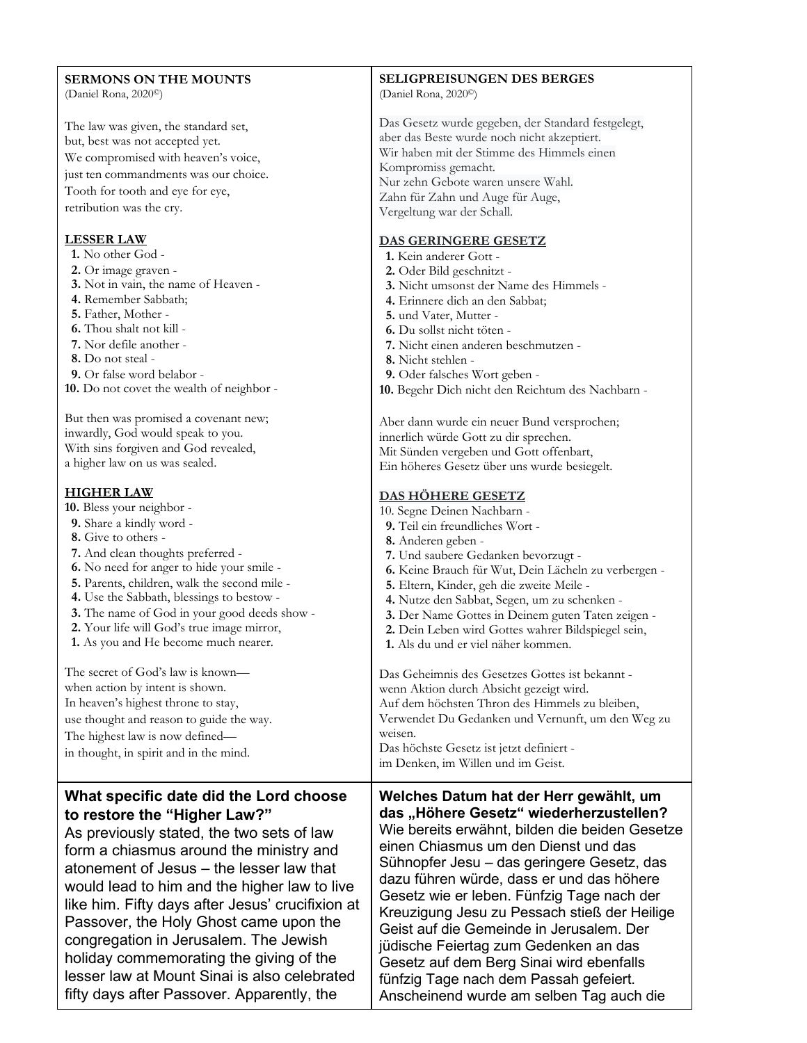**SERMONS ON THE MOUNTS**
(Daniel Rona, 2020©)

The law was given, the standard set,
but, best was not accepted yet.
We compromised with heaven's voice,
just ten commandments was our choice.
Tooth for tooth and eye for eye,
retribution was the cry.

**LESSER LAW**

**1.** No other God -
**2.** Or image graven -
**3.** Not in vain, the name of Heaven -
**4.** Remember Sabbath;
**5.** Father, Mother -
**6.** Thou shalt not kill -
**7.** Nor defile another -
**8.** Do not steal -
**9.** Or false word belabor -
**10.** Do not covet the wealth of neighbor -

But then was promised a covenant new;
inwardly, God would speak to you.
With sins forgiven and God revealed,
a higher law on us was sealed.

**HIGHER LAW**

**10.** Bless your neighbor -
**9.** Share a kindly word -
**8.** Give to others -
**7.** And clean thoughts preferred -
**6.** No need for anger to hide your smile -
**5.** Parents, children, walk the second mile -
**4.** Use the Sabbath, blessings to bestow -
**3.** The name of God in your good deeds show -
**2.** Your life will God's true image mirror,
**1.** As you and He become much nearer.

The secret of God's law is known—
when action by intent is shown.
In heaven's highest throne to stay,
use thought and reason to guide the way.
The highest law is now defined—
in thought, in spirit and in the mind.

**SELIGPREISUNGEN DES BERGES**
(Daniel Rona, 2020©)

Das Gesetz wurde gegeben, der Standard festgelegt,
aber das Beste wurde noch nicht akzeptiert.
Wir haben mit der Stimme des Himmels einen Kompromiss gemacht.
Nur zehn Gebote waren unsere Wahl.
Zahn für Zahn und Auge für Auge,
Vergeltung war der Schall.

**DAS GERINGERE GESETZ**

**1.** Kein anderer Gott -
**2.** Oder Bild geschnitzt -
**3.** Nicht umsonst der Name des Himmels -
**4.** Erinnere dich an den Sabbat;
**5.** und Vater, Mutter -
**6.** Du sollst nicht töten -
**7.** Nicht einen anderen beschmutzen -
**8.** Nicht stehlen -
**9.** Oder falsches Wort geben -
**10.** Begehr Dich nicht den Reichtum des Nachbarn -

Aber dann wurde ein neuer Bund versprochen;
innerlich würde Gott zu dir sprechen.
Mit Sünden vergeben und Gott offenbart,
Ein höheres Gesetz über uns wurde besiegelt.

**DAS HÖHERE GESETZ**

10. Segne Deinen Nachbarn -
**9.** Teil ein freundliches Wort -
**8.** Anderen geben -
**7.** Und saubere Gedanken bevorzugt -
**6.** Keine Brauch für Wut, Dein Lächeln zu verbergen -
**5.** Eltern, Kinder, geh die zweite Meile -
**4.** Nutze den Sabbat, Segen, um zu schenken -
**3.** Der Name Gottes in Deinem guten Taten zeigen -
**2.** Dein Leben wird Gottes wahrer Bildspiegel sein,
**1.** Als du und er viel näher kommen.

Das Geheimnis des Gesetzes Gottes ist bekannt -
wenn Aktion durch Absicht gezeigt wird.
Auf dem höchsten Thron des Himmels zu bleiben,
Verwendet Du Gedanken und Vernunft, um den Weg zu weisen.
Das höchste Gesetz ist jetzt definiert -
im Denken, im Willen und im Geist.

**What specific date did the Lord choose to restore the "Higher Law?"**

As previously stated, the two sets of law form a chiasmus around the ministry and atonement of Jesus – the lesser law that would lead to him and the higher law to live like him. Fifty days after Jesus' crucifixion at Passover, the Holy Ghost came upon the congregation in Jerusalem. The Jewish holiday commemorating the giving of the lesser law at Mount Sinai is also celebrated fifty days after Passover. Apparently, the

**Welches Datum hat der Herr gewählt, um das „Höhere Gesetz" wiederherzustellen?**

Wie bereits erwähnt, bilden die beiden Gesetze einen Chiasmus um den Dienst und das Sühnopfer Jesu – das geringere Gesetz, das dazu führen würde, dass er und das höhere Gesetz wie er leben. Fünfzig Tage nach der Kreuzigung Jesu zu Pessach stieß der Heilige Geist auf die Gemeinde in Jerusalem. Der jüdische Feiertag zum Gedenken an das Gesetz auf dem Berg Sinai wird ebenfalls fünfzig Tage nach dem Passah gefeiert. Anscheinend wurde am selben Tag auch die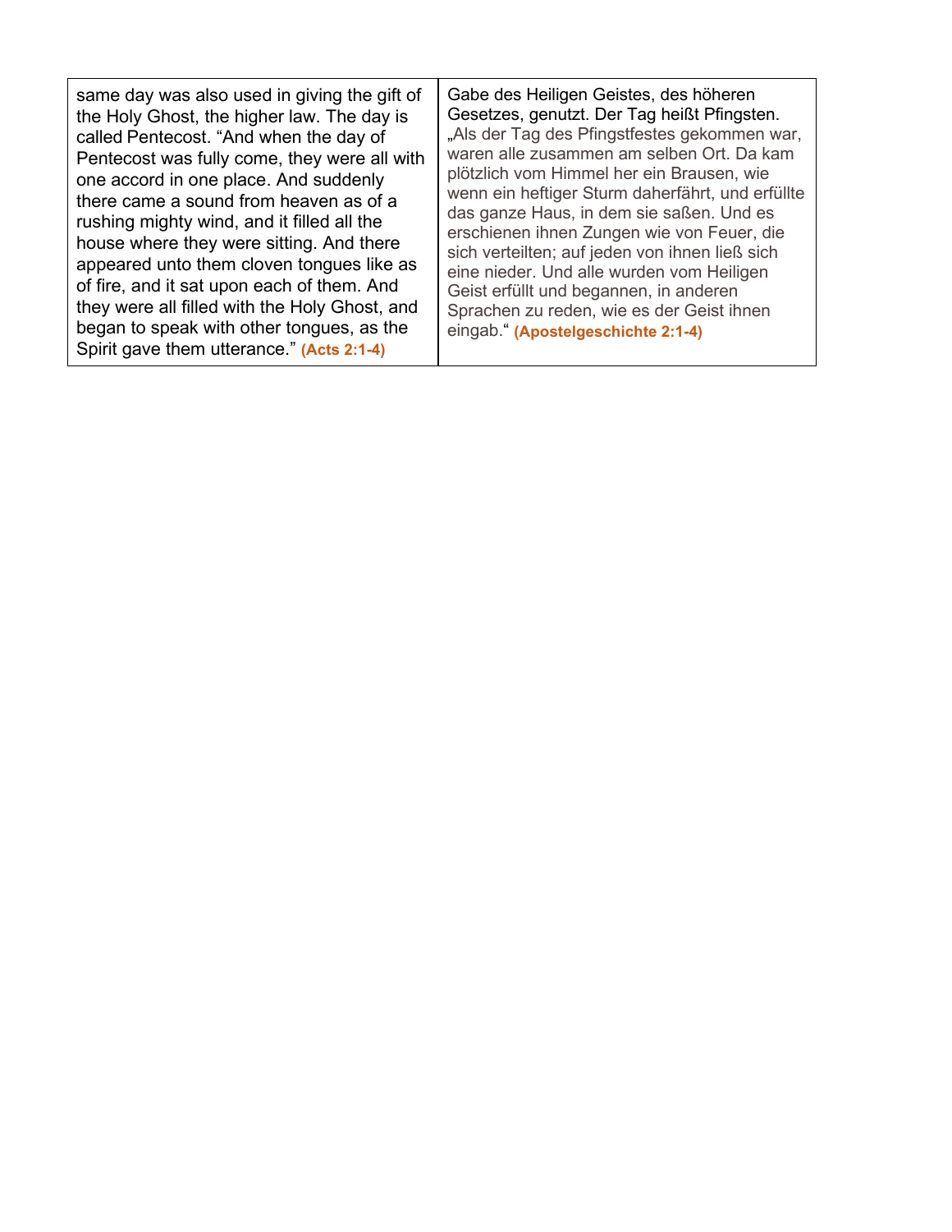| | |
|---|---|
| same day was also used in giving the gift of the Holy Ghost, the higher law. The day is called Pentecost. "And when the day of Pentecost was fully come, they were all with one accord in one place. And suddenly there came a sound from heaven as of a rushing mighty wind, and it filled all the house where they were sitting. And there appeared unto them cloven tongues like as of fire, and it sat upon each of them. And they were all filled with the Holy Ghost, and began to speak with other tongues, as the Spirit gave them utterance." **(Acts 2:1-4)** | Gabe des Heiligen Geistes, des höheren Gesetzes, genutzt. Der Tag heißt Pfingsten. „Als der Tag des Pfingstfestes gekommen war, waren alle zusammen am selben Ort. Da kam plötzlich vom Himmel her ein Brausen, wie wenn ein heftiger Sturm daherfährt, und erfüllte das ganze Haus, in dem sie saßen. Und es erschienen ihnen Zungen wie von Feuer, die sich verteilten; auf jeden von ihnen ließ sich eine nieder. Und alle wurden vom Heiligen Geist erfüllt und begannen, in anderen Sprachen zu reden, wie es der Geist ihnen eingab." **(Apostelgeschichte 2:1-4)** |